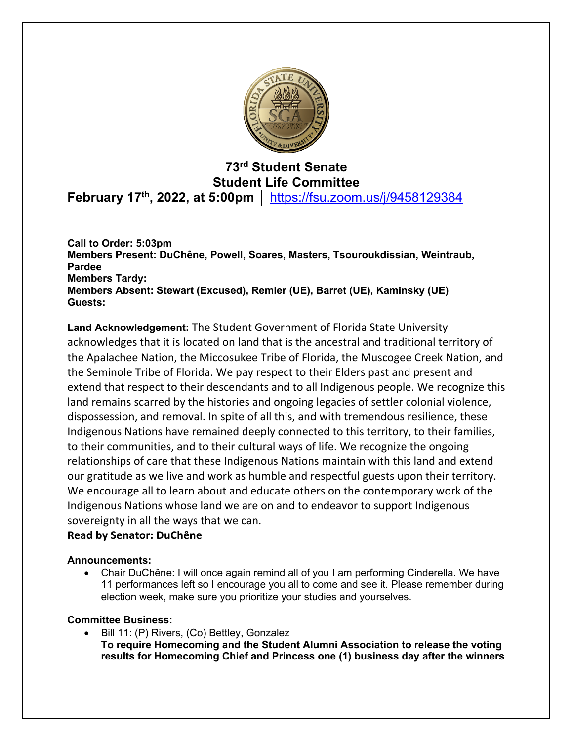# 73rd Student Senate
## Student Life Committee
### February 17th, 2022, at 5:00pm | https://fsu.zoom.us/j/9458129384

**Call to Order: 5:03pm**
**Members Present: DuChêne, Powell, Soares, Masters, Tsouroukdissian, Weintraub, Pardee**
**Members Tardy:**
**Members Absent: Stewart (Excused), Remler (UE), Barret (UE), Kaminsky (UE)**
**Guests:**

**Land Acknowledgement:** The Student Government of Florida State University acknowledges that it is located on land that is the ancestral and traditional territory of the Apalachee Nation, the Miccosukee Tribe of Florida, the Muscogee Creek Nation, and the Seminole Tribe of Florida. We pay respect to their Elders past and present and extend that respect to their descendants and to all Indigenous people. We recognize this land remains scarred by the histories and ongoing legacies of settler colonial violence, dispossession, and removal. In spite of all this, and with tremendous resilience, these Indigenous Nations have remained deeply connected to this territory, to their families, to their communities, and to their cultural ways of life. We recognize the ongoing relationships of care that these Indigenous Nations maintain with this land and extend our gratitude as we live and work as humble and respectful guests upon their territory. We encourage all to learn about and educate others on the contemporary work of the Indigenous Nations whose land we are on and to endeavor to support Indigenous sovereignty in all the ways that we can.
**Read by Senator: DuChêne**

**Announcements:**

- Chair DuChêne: I will once again remind all of you I am performing Cinderella. We have 11 performances left so I encourage you all to come and see it. Please remember during election week, make sure you prioritize your studies and yourselves.

**Committee Business:**

- Bill 11: (P) Rivers, (Co) Bettley, Gonzalez
  **To require Homecoming and the Student Alumni Association to release the voting results for Homecoming Chief and Princess one (1) business day after the winners**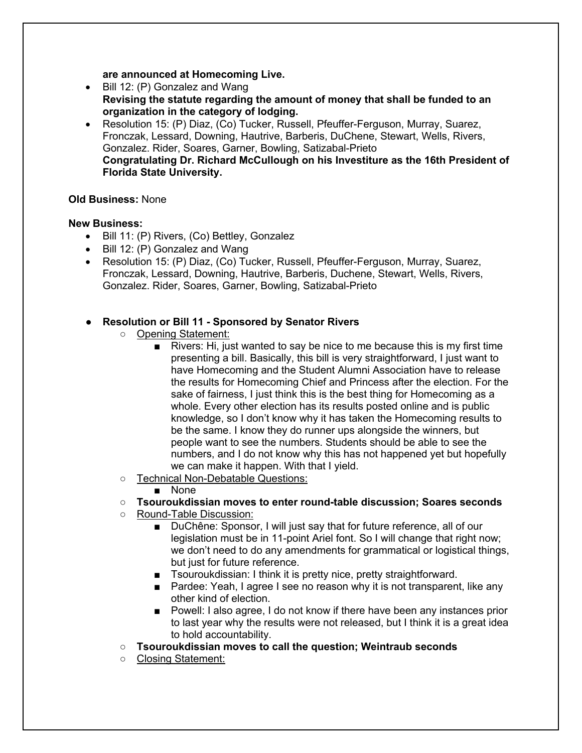**are announced at Homecoming Live.**

- Bill 12: (P) Gonzalez and Wang
  **Revising the statute regarding the amount of money that shall be funded to an organization in the category of lodging.**
- Resolution 15: (P) Diaz, (Co) Tucker, Russell, Pfeuffer-Ferguson, Murray, Suarez, Fronczak, Lessard, Downing, Hautrive, Barberis, DuChene, Stewart, Wells, Rivers, Gonzalez. Rider, Soares, Garner, Bowling, Satizabal-Prieto
  **Congratulating Dr. Richard McCullough on his Investiture as the 16th President of Florida State University.**

**Old Business:** None

**New Business:**

- Bill 11: (P) Rivers, (Co) Bettley, Gonzalez
- Bill 12: (P) Gonzalez and Wang
- Resolution 15: (P) Diaz, (Co) Tucker, Russell, Pfeuffer-Ferguson, Murray, Suarez, Fronczak, Lessard, Downing, Hautrive, Barberis, Duchene, Stewart, Wells, Rivers, Gonzalez. Rider, Soares, Garner, Bowling, Satizabal-Prieto

- **Resolution or Bill 11 - Sponsored by Senator Rivers**
  - Opening Statement:
    - Rivers: Hi, just wanted to say be nice to me because this is my first time presenting a bill. Basically, this bill is very straightforward, I just want to have Homecoming and the Student Alumni Association have to release the results for Homecoming Chief and Princess after the election. For the sake of fairness, I just think this is the best thing for Homecoming as a whole. Every other election has its results posted online and is public knowledge, so I don't know why it has taken the Homecoming results to be the same. I know they do runner ups alongside the winners, but people want to see the numbers. Students should be able to see the numbers, and I do not know why this has not happened yet but hopefully we can make it happen. With that I yield.
  - Technical Non-Debatable Questions:
    - None
  - **Tsouroukdissian moves to enter round-table discussion; Soares seconds**
  - Round-Table Discussion:
    - DuChêne: Sponsor, I will just say that for future reference, all of our legislation must be in 11-point Ariel font. So I will change that right now; we don't need to do any amendments for grammatical or logistical things, but just for future reference.
    - Tsouroukdissian: I think it is pretty nice, pretty straightforward.
    - Pardee: Yeah, I agree I see no reason why it is not transparent, like any other kind of election.
    - Powell: I also agree, I do not know if there have been any instances prior to last year why the results were not released, but I think it is a great idea to hold accountability.
  - **Tsouroukdissian moves to call the question; Weintraub seconds**
  - Closing Statement: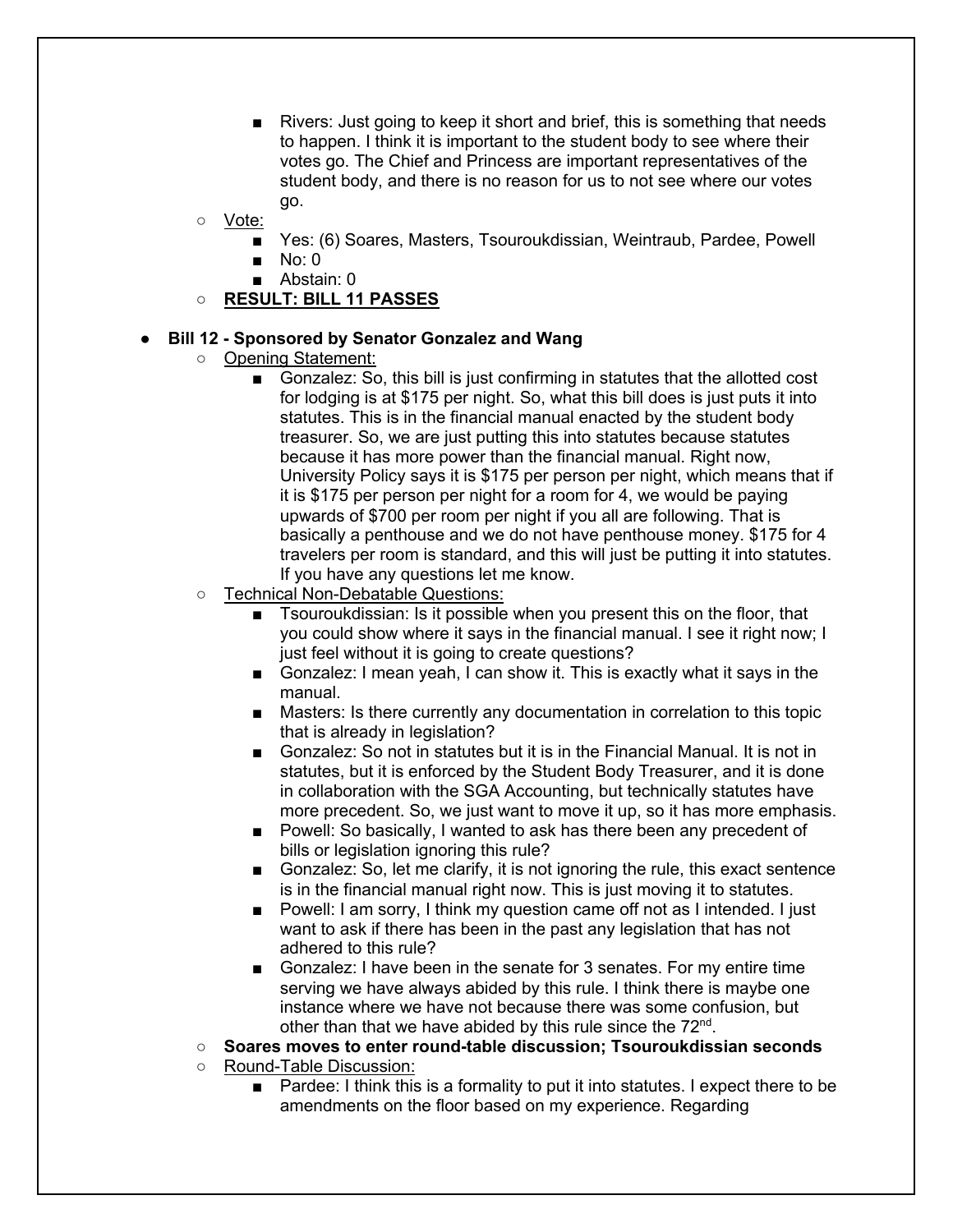- Rivers: Just going to keep it short and brief, this is something that needs to happen. I think it is important to the student body to see where their votes go. The Chief and Princess are important representatives of the student body, and there is no reason for us to not see where our votes go.
- Vote:
  - Yes: (6) Soares, Masters, Tsouroukdissian, Weintraub, Pardee, Powell
  - No: 0
  - Abstain: 0
- **RESULT: BILL 11 PASSES**

- **Bill 12 - Sponsored by Senator Gonzalez and Wang**
  - Opening Statement:
    - Gonzalez: So, this bill is just confirming in statutes that the allotted cost for lodging is at $175 per night. So, what this bill does is just puts it into statutes. This is in the financial manual enacted by the student body treasurer. So, we are just putting this into statutes because statutes because it has more power than the financial manual. Right now, University Policy says it is $175 per person per night, which means that if it is $175 per person per night for a room for 4, we would be paying upwards of $700 per room per night if you all are following. That is basically a penthouse and we do not have penthouse money. $175 for 4 travelers per room is standard, and this will just be putting it into statutes. If you have any questions let me know.
  - Technical Non-Debatable Questions:
    - Tsouroukdissian: Is it possible when you present this on the floor, that you could show where it says in the financial manual. I see it right now; I just feel without it is going to create questions?
    - Gonzalez: I mean yeah, I can show it. This is exactly what it says in the manual.
    - Masters: Is there currently any documentation in correlation to this topic that is already in legislation?
    - Gonzalez: So not in statutes but it is in the Financial Manual. It is not in statutes, but it is enforced by the Student Body Treasurer, and it is done in collaboration with the SGA Accounting, but technically statutes have more precedent. So, we just want to move it up, so it has more emphasis.
    - Powell: So basically, I wanted to ask has there been any precedent of bills or legislation ignoring this rule?
    - Gonzalez: So, let me clarify, it is not ignoring the rule, this exact sentence is in the financial manual right now. This is just moving it to statutes.
    - Powell: I am sorry, I think my question came off not as I intended. I just want to ask if there has been in the past any legislation that has not adhered to this rule?
    - Gonzalez: I have been in the senate for 3 senates. For my entire time serving we have always abided by this rule. I think there is maybe one instance where we have not because there was some confusion, but other than that we have abided by this rule since the 72nd.
  - **Soares moves to enter round-table discussion; Tsouroukdissian seconds**
  - Round-Table Discussion:
    - Pardee: I think this is a formality to put it into statutes. I expect there to be amendments on the floor based on my experience. Regarding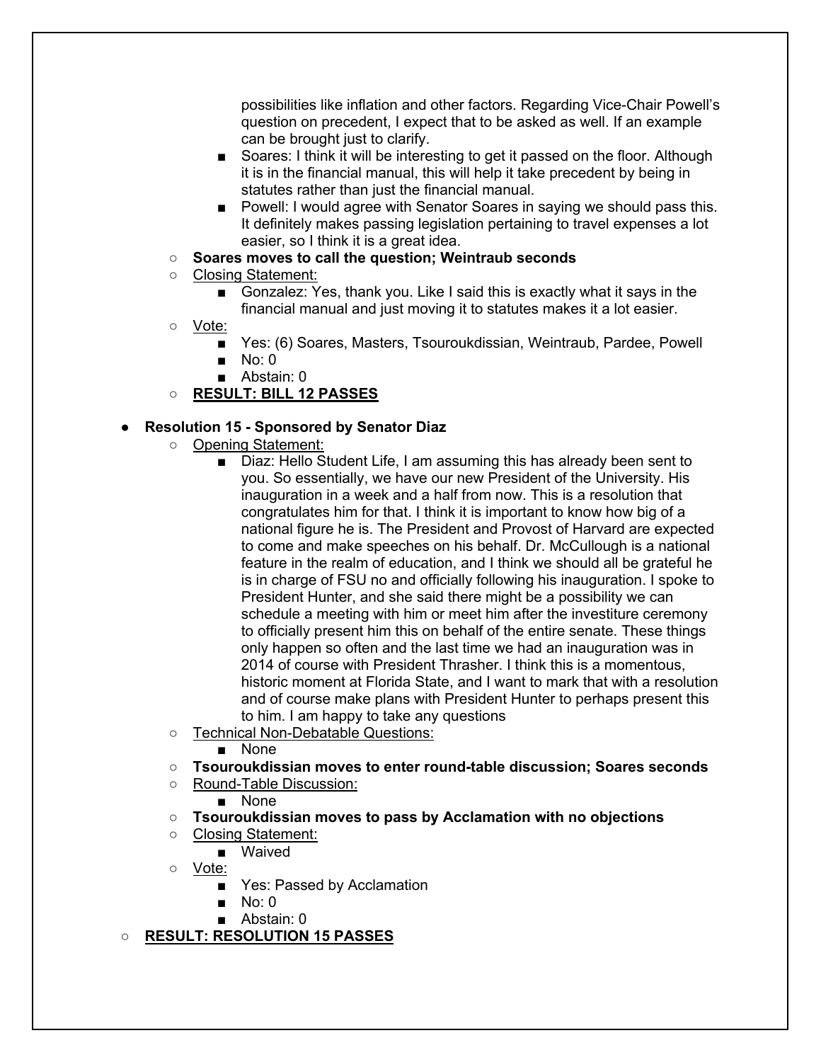possibilities like inflation and other factors. Regarding Vice-Chair Powell's question on precedent, I expect that to be asked as well. If an example can be brought just to clarify.
            - Soares: I think it will be interesting to get it passed on the floor. Although it is in the financial manual, this will help it take precedent by being in statutes rather than just the financial manual.
            - Powell: I would agree with Senator Soares in saying we should pass this. It definitely makes passing legislation pertaining to travel expenses a lot easier, so I think it is a great idea.
    - **Soares moves to call the question; Weintraub seconds**
    - Closing Statement:
        - Gonzalez: Yes, thank you. Like I said this is exactly what it says in the financial manual and just moving it to statutes makes it a lot easier.
    - Vote:
        - Yes: (6) Soares, Masters, Tsouroukdissian, Weintraub, Pardee, Powell
        - No: 0
        - Abstain: 0
    - **RESULT: BILL 12 PASSES**

- **Resolution 15 - Sponsored by Senator Diaz**
    - Opening Statement:
        - Diaz: Hello Student Life, I am assuming this has already been sent to you. So essentially, we have our new President of the University. His inauguration in a week and a half from now. This is a resolution that congratulates him for that. I think it is important to know how big of a national figure he is. The President and Provost of Harvard are expected to come and make speeches on his behalf. Dr. McCullough is a national feature in the realm of education, and I think we should all be grateful he is in charge of FSU no and officially following his inauguration. I spoke to President Hunter, and she said there might be a possibility we can schedule a meeting with him or meet him after the investiture ceremony to officially present him this on behalf of the entire senate. These things only happen so often and the last time we had an inauguration was in 2014 of course with President Thrasher. I think this is a momentous, historic moment at Florida State, and I want to mark that with a resolution and of course make plans with President Hunter to perhaps present this to him. I am happy to take any questions
    - Technical Non-Debatable Questions:
        - None
    - **Tsouroukdissian moves to enter round-table discussion; Soares seconds**
    - Round-Table Discussion:
        - None
    - **Tsouroukdissian moves to pass by Acclamation with no objections**
    - Closing Statement:
        - Waived
    - Vote:
        - Yes: Passed by Acclamation
        - No: 0
        - Abstain: 0
- **RESULT: RESOLUTION 15 PASSES**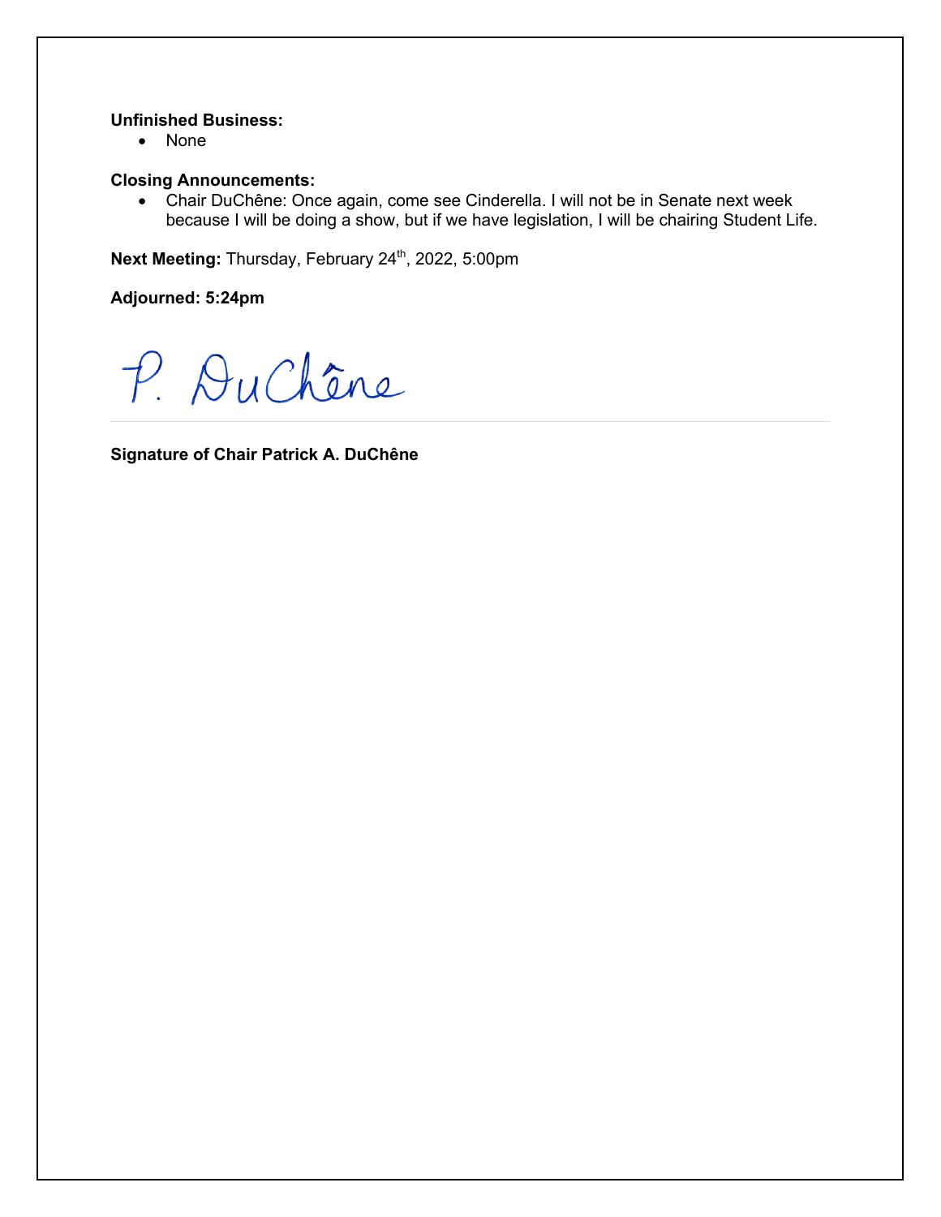**Unfinished Business:**

- None

**Closing Announcements:**

- Chair DuChêne: Once again, come see Cinderella. I will not be in Senate next week because I will be doing a show, but if we have legislation, I will be chairing Student Life.

**Next Meeting:** Thursday, February 24th, 2022, 5:00pm

**Adjourned: 5:24pm**

P. DuChêne

---

**Signature of Chair Patrick A. DuChêne**